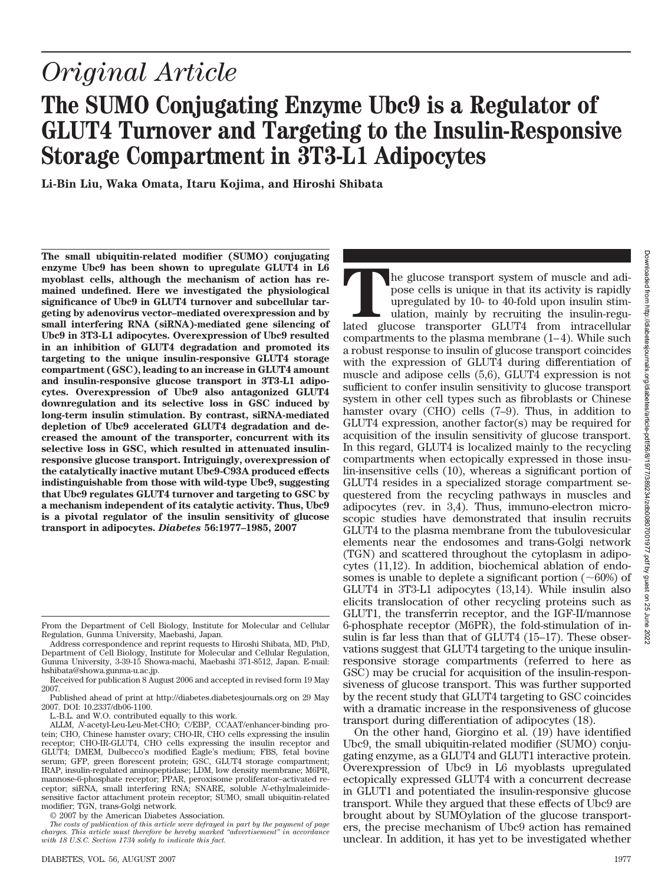# Original Article

# The SUMO Conjugating Enzyme Ubc9 is a Regulator of GLUT4 Turnover and Targeting to the Insulin-Responsive Storage Compartment in 3T3-L1 Adipocytes

**Li-Bin Liu, Waka Omata, Itaru Kojima, and Hiroshi Shibata**

**The small ubiquitin-related modifier (SUMO) conjugating enzyme Ubc9 has been shown to upregulate GLUT4 in L6 myoblast cells, although the mechanism of action has remained undefined. Here we investigated the physiological significance of Ubc9 in GLUT4 turnover and subcellular targeting by adenovirus vector–mediated overexpression and by small interfering RNA (siRNA)-mediated gene silencing of Ubc9 in 3T3-L1 adipocytes. Overexpression of Ubc9 resulted in an inhibition of GLUT4 degradation and promoted its targeting to the unique insulin-responsive GLUT4 storage compartment (GSC), leading to an increase in GLUT4 amount and insulin-responsive glucose transport in 3T3-L1 adipocytes. Overexpression of Ubc9 also antagonized GLUT4 downregulation and its selective loss in GSC induced by long-term insulin stimulation. By contrast, siRNA-mediated depletion of Ubc9 accelerated GLUT4 degradation and decreased the amount of the transporter, concurrent with its selective loss in GSC, which resulted in attenuated insulin-responsive glucose transport. Intriguingly, overexpression of the catalytically inactive mutant Ubc9-C93A produced effects indistinguishable from those with wild-type Ubc9, suggesting that Ubc9 regulates GLUT4 turnover and targeting to GSC by a mechanism independent of its catalytic activity. Thus, Ubc9 is a pivotal regulator of the insulin sensitivity of glucose transport in adipocytes.** ***Diabetes* 56:1977–1985, 2007**

From the Department of Cell Biology, Institute for Molecular and Cellular Regulation, Gunma University, Maebashi, Japan.

Address correspondence and reprint requests to Hiroshi Shibata, MD, PhD, Department of Cell Biology, Institute for Molecular and Cellular Regulation, Gunma University, 3-39-15 Showa-machi, Maebashi 371-8512, Japan. E-mail: hshibata@showa.gunma-u.ac.jp.

Received for publication 8 August 2006 and accepted in revised form 19 May 2007.

Published ahead of print at http://diabetes.diabetesjournals.org on 29 May 2007. DOI: 10.2337/db06-1100.

L.-B.L. and W.O. contributed equally to this work.

ALLM, *N*-acetyl-Leu-Leu-Met-CHO; C/EBP, CCAAT/enhancer-binding protein; CHO, Chinese hamster ovary; CHO-IR, CHO cells expressing the insulin receptor; CHO-IR-GLUT4, CHO cells expressing the insulin receptor and GLUT4; DMEM, Dulbecco's modified Eagle's medium; FBS, fetal bovine serum; GFP, green florescent protein; GSC, GLUT4 storage compartment; IRAP, insulin-regulated aminopeptidase; LDM, low density membrane; M6PR, mannose-6-phosphate receptor; PPAR, peroxisome proliferator–activated receptor; siRNA, small interfering RNA; SNARE, soluble *N*-ethylmaleimide-sensitive factor attachment protein receptor; SUMO, small ubiquitin-related modifier; TGN, trans-Golgi network.

© 2007 by the American Diabetes Association.

*The costs of publication of this article were defrayed in part by the payment of page charges. This article must therefore be hereby marked "advertisement" in accordance with 18 U.S.C. Section 1734 solely to indicate this fact.*

The glucose transport system of muscle and adipose cells is unique in that its activity is rapidly upregulated by 10- to 40-fold upon insulin stimulation, mainly by recruiting the insulin-regulated glucose transporter GLUT4 from intracellular compartments to the plasma membrane (1–4). While such a robust response to insulin of glucose transport coincides with the expression of GLUT4 during differentiation of muscle and adipose cells (5,6), GLUT4 expression is not sufficient to confer insulin sensitivity to glucose transport system in other cell types such as fibroblasts or Chinese hamster ovary (CHO) cells (7–9). Thus, in addition to GLUT4 expression, another factor(s) may be required for acquisition of the insulin sensitivity of glucose transport. In this regard, GLUT4 is localized mainly to the recycling compartments when ectopically expressed in those insulin-insensitive cells (10), whereas a significant portion of GLUT4 resides in a specialized storage compartment sequestered from the recycling pathways in muscles and adipocytes (rev. in 3,4). Thus, immuno-electron microscopic studies have demonstrated that insulin recruits GLUT4 to the plasma membrane from the tubulovesicular elements near the endosomes and trans-Golgi network (TGN) and scattered throughout the cytoplasm in adipocytes (11,12). In addition, biochemical ablation of endosomes is unable to deplete a significant portion (~60%) of GLUT4 in 3T3-L1 adipocytes (13,14). While insulin also elicits translocation of other recycling proteins such as GLUT1, the transferrin receptor, and the IGF-II/mannose 6-phosphate receptor (M6PR), the fold-stimulation of insulin is far less than that of GLUT4 (15–17). These observations suggest that GLUT4 targeting to the unique insulin-responsive storage compartments (referred to here as GSC) may be crucial for acquisition of the insulin-responsiveness of glucose transport. This was further supported by the recent study that GLUT4 targeting to GSC coincides with a dramatic increase in the responsiveness of glucose transport during differentiation of adipocytes (18).

On the other hand, Giorgino et al. (19) have identified Ubc9, the small ubiquitin-related modifier (SUMO) conjugating enzyme, as a GLUT4 and GLUT1 interactive protein. Overexpression of Ubc9 in L6 myoblasts upregulated ectopically expressed GLUT4 with a concurrent decrease in GLUT1 and potentiated the insulin-responsive glucose transport. While they argued that these effects of Ubc9 are brought about by SUMOylation of the glucose transporters, the precise mechanism of Ubc9 action has remained unclear. In addition, it has yet to be investigated whether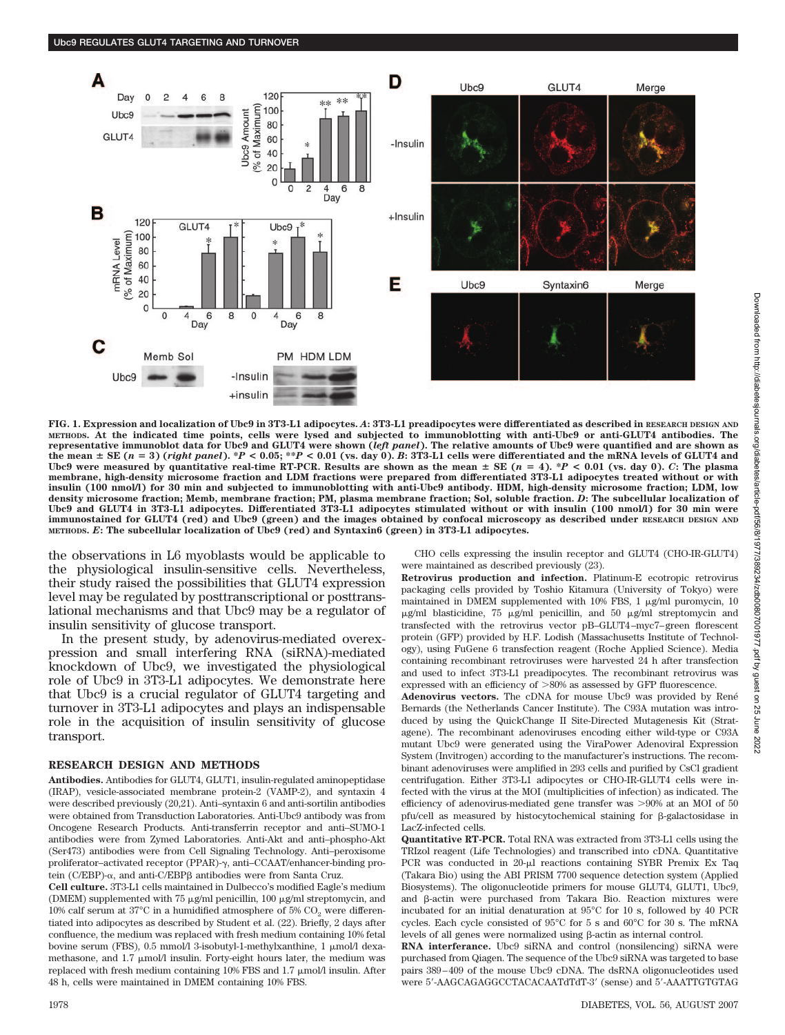**FIG. 1. Expression and localization of Ubc9 in 3T3-L1 adipocytes.** ***A***: 3T3-L1 preadipocytes were differentiated as described in RESEARCH DESIGN AND METHODS. At the indicated time points, cells were lysed and subjected to immunoblotting with anti-Ubc9 or anti-GLUT4 antibodies. The representative immunoblot data for Ubc9 and GLUT4 were shown (*left panel*). The relative amounts of Ubc9 were quantified and are shown as the mean ± SE ($n = 3$) (*right panel*). $*P < 0.05$; $**P < 0.01$ (vs. day 0). ***B***: 3T3-L1 cells were differentiated and the mRNA levels of GLUT4 and Ubc9 were measured by quantitative real-time RT-PCR. Results are shown as the mean ± SE ($n = 4$). $*P < 0.01$ (vs. day 0). ***C***: The plasma membrane, high-density microsome fraction and LDM fractions were prepared from differentiated 3T3-L1 adipocytes treated without or with insulin (100 nmol/l) for 30 min and subjected to immunoblotting with anti-Ubc9 antibody. HDM, high-density microsome fraction; LDM, low density microsome fraction; Memb, membrane fraction; PM, plasma membrane fraction; Sol, soluble fraction. ***D***: The subcellular localization of Ubc9 and GLUT4 in 3T3-L1 adipocytes. Differentiated 3T3-L1 adipocytes stimulated without or with insulin (100 nmol/l) for 30 min were immunostained for GLUT4 (red) and Ubc9 (green) and the images obtained by confocal microscopy as described under RESEARCH DESIGN AND METHODS. ***E***: The subcellular localization of Ubc9 (red) and Syntaxin6 (green) in 3T3-L1 adipocytes.

the observations in L6 myoblasts would be applicable to the physiological insulin-sensitive cells. Nevertheless, their study raised the possibilities that GLUT4 expression level may be regulated by posttranscriptional or posttranslational mechanisms and that Ubc9 may be a regulator of insulin sensitivity of glucose transport.

In the present study, by adenovirus-mediated overexpression and small interfering RNA (siRNA)-mediated knockdown of Ubc9, we investigated the physiological role of Ubc9 in 3T3-L1 adipocytes. We demonstrate here that Ubc9 is a crucial regulator of GLUT4 targeting and turnover in 3T3-L1 adipocytes and plays an indispensable role in the acquisition of insulin sensitivity of glucose transport.

## RESEARCH DESIGN AND METHODS

**Antibodies.** Antibodies for GLUT4, GLUT1, insulin-regulated aminopeptidase (IRAP), vesicle-associated membrane protein-2 (VAMP-2), and syntaxin 4 were described previously (20,21). Anti–syntaxin 6 and anti-sortilin antibodies were obtained from Transduction Laboratories. Anti-Ubc9 antibody was from Oncogene Research Products. Anti-transferrin receptor and anti–SUMO-1 antibodies were from Zymed Laboratories. Anti-Akt and anti–phospho-Akt (Ser473) antibodies were from Cell Signaling Technology. Anti–peroxisome proliferator–activated receptor (PPAR)-γ, anti–CCAAT/enhancer-binding protein (C/EBP)-α, and anti-C/EBPβ antibodies were from Santa Cruz.

**Cell culture.** 3T3-L1 cells maintained in Dulbecco's modified Eagle's medium (DMEM) supplemented with 75 μg/ml penicillin, 100 μg/ml streptomycin, and 10% calf serum at 37°C in a humidified atmosphere of 5% $CO_2$ were differentiated into adipocytes as described by Student et al. (22). Briefly, 2 days after confluence, the medium was replaced with fresh medium containing 10% fetal bovine serum (FBS), 0.5 mmol/l 3-isobutyl-1-methylxanthine, 1 μmol/l dexamethasone, and 1.7 μmol/l insulin. Forty-eight hours later, the medium was replaced with fresh medium containing 10% FBS and 1.7 μmol/l insulin. After 48 h, cells were maintained in DMEM containing 10% FBS.

CHO cells expressing the insulin receptor and GLUT4 (CHO-IR-GLUT4) were maintained as described previously (23).

**Retrovirus production and infection.** Platinum-E ecotropic retrovirus packaging cells provided by Toshio Kitamura (University of Tokyo) were maintained in DMEM supplemented with 10% FBS, 1 μg/ml puromycin, 10 μg/ml blasticidine, 75 μg/ml penicillin, and 50 μg/ml streptomycin and transfected with the retrovirus vector pB–GLUT4–myc7–green florescent protein (GFP) provided by H.F. Lodish (Massachusetts Institute of Technology), using FuGene 6 transfection reagent (Roche Applied Science). Media containing recombinant retroviruses were harvested 24 h after transfection and used to infect 3T3-L1 preadipocytes. The recombinant retrovirus was expressed with an efficiency of >80% as assessed by GFP fluorescence.

**Adenovirus vectors.** The cDNA for mouse Ubc9 was provided by René Bernards (the Netherlands Cancer Institute). The C93A mutation was introduced by using the QuickChange II Site-Directed Mutagenesis Kit (Stratagene). The recombinant adenoviruses encoding either wild-type or C93A mutant Ubc9 were generated using the ViraPower Adenoviral Expression System (Invitrogen) according to the manufacturer's instructions. The recombinant adenoviruses were amplified in 293 cells and purified by CsCl gradient centrifugation. Either 3T3-L1 adipocytes or CHO-IR-GLUT4 cells were infected with the virus at the MOI (multiplicities of infection) as indicated. The efficiency of adenovirus-mediated gene transfer was >90% at an MOI of 50 pfu/cell as measured by histocytochemical staining for β-galactosidase in LacZ-infected cells.

**Quantitative RT-PCR.** Total RNA was extracted from 3T3-L1 cells using the TRIzol reagent (Life Technologies) and transcribed into cDNA. Quantitative PCR was conducted in 20-μl reactions containing SYBR Premix Ex Taq (Takara Bio) using the ABI PRISM 7700 sequence detection system (Applied Biosystems). The oligonucleotide primers for mouse GLUT4, GLUT1, Ubc9, and β-actin were purchased from Takara Bio. Reaction mixtures were incubated for an initial denaturation at 95°C for 10 s, followed by 40 PCR cycles. Each cycle consisted of 95°C for 5 s and 60°C for 30 s. The mRNA levels of all genes were normalized using β-actin as internal control.

**RNA interference.** Ubc9 siRNA and control (nonsilencing) siRNA were purchased from Qiagen. The sequence of the Ubc9 siRNA was targeted to base pairs 389–409 of the mouse Ubc9 cDNA. The dsRNA oligonucleotides used were 5′-AAGCAGAGGCCTACACAATdTdT-3′ (sense) and 5′-AAATTGTGTAG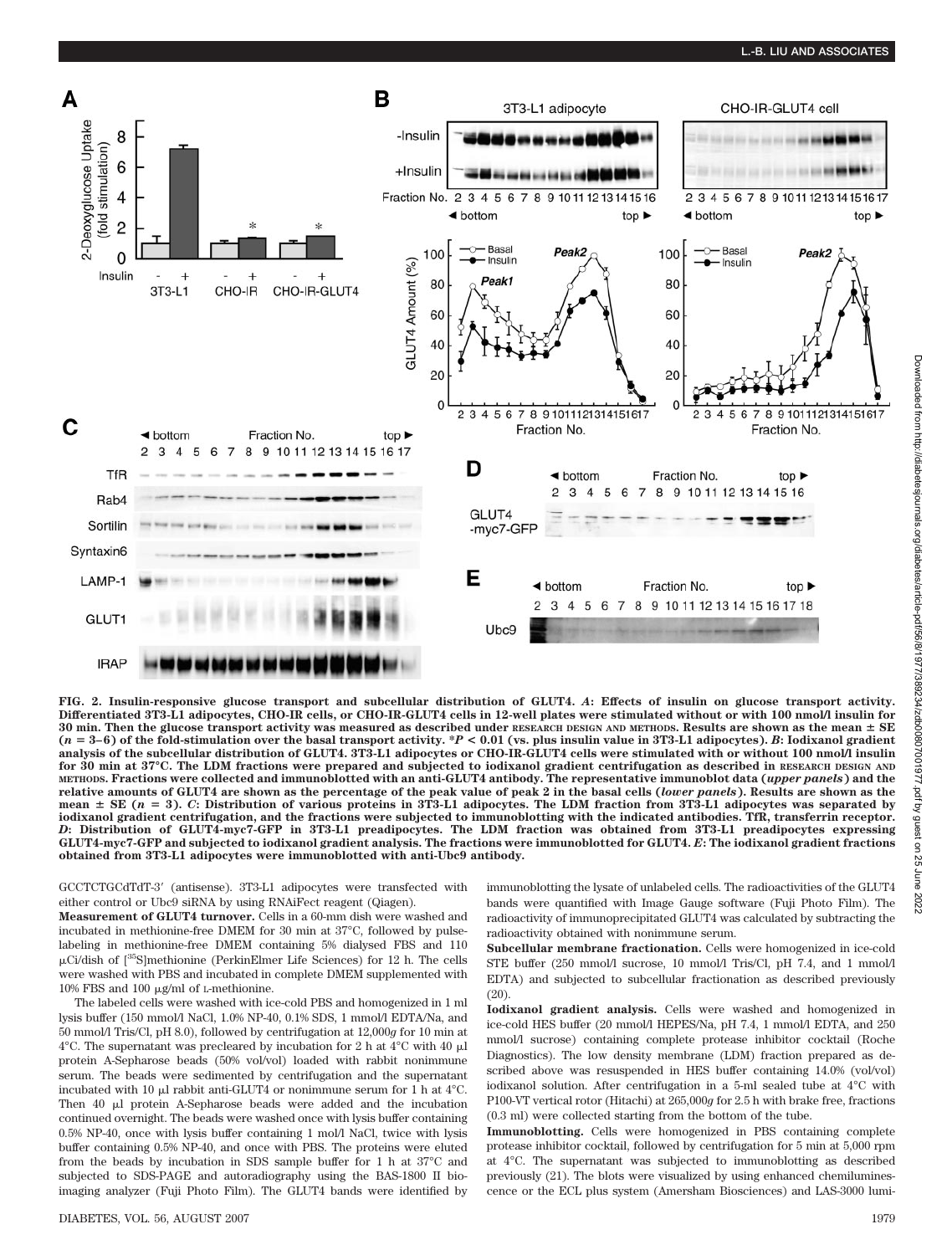FIG. 2. Insulin-responsive glucose transport and subcellular distribution of GLUT4. *A*: Effects of insulin on glucose transport activity. Differentiated 3T3-L1 adipocytes, CHO-IR cells, or CHO-IR-GLUT4 cells in 12-well plates were stimulated without or with 100 nmol/l insulin for 30 min. Then the glucose transport activity was measured as described under RESEARCH DESIGN AND METHODS. Results are shown as the mean ± SE ($n$ = 3–6) of the fold-stimulation over the basal transport activity. *$P$ < 0.01 (vs. plus insulin value in 3T3-L1 adipocytes). *B*: Iodixanol gradient analysis of the subcellular distribution of GLUT4. 3T3-L1 adipocytes or CHO-IR-GLUT4 cells were stimulated with or without 100 nmol/l insulin for 30 min at 37°C. The LDM fractions were prepared and subjected to iodixanol gradient centrifugation as described in RESEARCH DESIGN AND METHODS. Fractions were collected and immunoblotted with an anti-GLUT4 antibody. The representative immunoblot data (*upper panels*) and the relative amounts of GLUT4 are shown as the percentage of the peak value of peak 2 in the basal cells (*lower panels*). Results are shown as the mean ± SE ($n$ = 3). *C*: Distribution of various proteins in 3T3-L1 adipocytes. The LDM fraction from 3T3-L1 adipocytes was separated by iodixanol gradient centrifugation, and the fractions were subjected to immunoblotting with the indicated antibodies. TfR, transferrin receptor. *D*: Distribution of GLUT4-myc7-GFP in 3T3-L1 preadipocytes. The LDM fraction was obtained from 3T3-L1 preadipocytes expressing GLUT4-myc7-GFP and subjected to iodixanol gradient analysis. The fractions were immunoblotted for GLUT4. *E*: The iodixanol gradient fractions obtained from 3T3-L1 adipocytes were immunoblotted with anti-Ubc9 antibody.

GCCTCTGCdTdT-3′ (antisense). 3T3-L1 adipocytes were transfected with either control or Ubc9 siRNA by using RNAiFect reagent (Qiagen).

**Measurement of GLUT4 turnover.** Cells in a 60-mm dish were washed and incubated in methionine-free DMEM for 30 min at 37°C, followed by pulse-labeling in methionine-free DMEM containing 5% dialysed FBS and 110 μCi/dish of [$^{35}$S]methionine (PerkinElmer Life Sciences) for 12 h. The cells were washed with PBS and incubated in complete DMEM supplemented with 10% FBS and 100 μg/ml of L-methionine.

The labeled cells were washed with ice-cold PBS and homogenized in 1 ml lysis buffer (150 mmol/l NaCl, 1.0% NP-40, 0.1% SDS, 1 mmol/l EDTA/Na, and 50 mmol/l Tris/Cl, pH 8.0), followed by centrifugation at 12,000$g$ for 10 min at 4°C. The supernatant was precleared by incubation for 2 h at 4°C with 40 μl protein A-Sepharose beads (50% vol/vol) loaded with rabbit nonimmune serum. The beads were sedimented by centrifugation and the supernatant incubated with 10 μl rabbit anti-GLUT4 or nonimmune serum for 1 h at 4°C. Then 40 μl protein A-Sepharose beads were added and the incubation continued overnight. The beads were washed once with lysis buffer containing 0.5% NP-40, once with lysis buffer containing 1 mol/l NaCl, twice with lysis buffer containing 0.5% NP-40, and once with PBS. The proteins were eluted from the beads by incubation in SDS sample buffer for 1 h at 37°C and subjected to SDS-PAGE and autoradiography using the BAS-1800 II bioimaging analyzer (Fuji Photo Film). The GLUT4 bands were identified by immunoblotting the lysate of unlabeled cells. The radioactivities of the GLUT4 bands were quantified with Image Gauge software (Fuji Photo Film). The radioactivity of immunoprecipitated GLUT4 was calculated by subtracting the radioactivity obtained with nonimmune serum.

**Subcellular membrane fractionation.** Cells were homogenized in ice-cold STE buffer (250 mmol/l sucrose, 10 mmol/l Tris/Cl, pH 7.4, and 1 mmol/l EDTA) and subjected to subcellular fractionation as described previously (20).

**Iodixanol gradient analysis.** Cells were washed and homogenized in ice-cold HES buffer (20 mmol/l HEPES/Na, pH 7.4, 1 mmol/l EDTA, and 250 mmol/l sucrose) containing complete protease inhibitor cocktail (Roche Diagnostics). The low density membrane (LDM) fraction prepared as described above was resuspended in HES buffer containing 14.0% (vol/vol) iodixanol solution. After centrifugation in a 5-ml sealed tube at 4°C with P100-VT vertical rotor (Hitachi) at 265,000$g$ for 2.5 h with brake free, fractions (0.3 ml) were collected starting from the bottom of the tube.

**Immunoblotting.** Cells were homogenized in PBS containing complete protease inhibitor cocktail, followed by centrifugation for 5 min at 5,000 rpm at 4°C. The supernatant was subjected to immunoblotting as described previously (21). The blots were visualized by using enhanced chemiluminescence or the ECL plus system (Amersham Biosciences) and LAS-3000 lumi-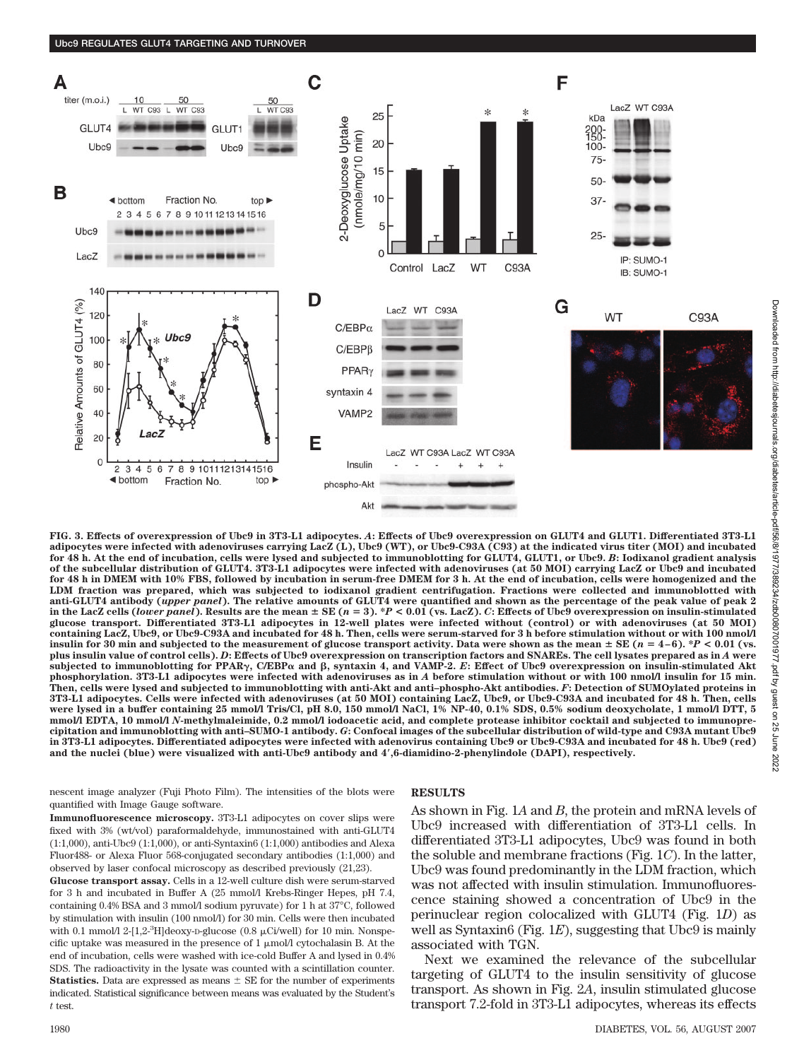**FIG. 3. Effects of overexpression of Ubc9 in 3T3-L1 adipocytes.** ***A*****: Effects of Ubc9 overexpression on GLUT4 and GLUT1. Differentiated 3T3-L1 adipocytes were infected with adenoviruses carrying LacZ (L), Ubc9 (WT), or Ubc9-C93A (C93) at the indicated virus titer (MOI) and incubated for 48 h. At the end of incubation, cells were lysed and subjected to immunoblotting for GLUT4, GLUT1, or Ubc9.** ***B*****: Iodixanol gradient analysis of the subcellular distribution of GLUT4. 3T3-L1 adipocytes were infected with adenoviruses (at 50 MOI) carrying LacZ or Ubc9 and incubated for 48 h in DMEM with 10% FBS, followed by incubation in serum-free DMEM for 3 h. At the end of incubation, cells were homogenized and the LDM fraction was prepared, which was subjected to iodixanol gradient centrifugation. Fractions were collected and immunoblotted with anti-GLUT4 antibody (*upper panel*). The relative amounts of GLUT4 were quantified and shown as the percentage of the peak value of peak 2 in the LacZ cells (*lower panel*). Results are the mean ± SE ($n = 3$). \*$P < 0.01$ (vs. LacZ).** ***C*****: Effects of Ubc9 overexpression on insulin-stimulated glucose transport. Differentiated 3T3-L1 adipocytes in 12-well plates were infected without (control) or with adenoviruses (at 50 MOI) containing LacZ, Ubc9, or Ubc9-C93A and incubated for 48 h. Then, cells were serum-starved for 3 h before stimulation without or with 100 nmol/l insulin for 30 min and subjected to the measurement of glucose transport activity. Data were shown as the mean ± SE ($n = 4$–$6$). \*$P < 0.01$ (vs. plus insulin value of control cells).** ***D*****: Effects of Ubc9 overexpression on transcription factors and SNAREs. The cell lysates prepared as in *A* were subjected to immunoblotting for PPARγ, C/EBPα and β, syntaxin 4, and VAMP-2.** ***E*****: Effect of Ubc9 overexpression on insulin-stimulated Akt phosphorylation. 3T3-L1 adipocytes were infected with adenoviruses as in *A* before stimulation without or with 100 nmol/l insulin for 15 min. Then, cells were lysed and subjected to immunoblotting with anti-Akt and anti–phospho-Akt antibodies.** ***F*****: Detection of SUMOylated proteins in 3T3-L1 adipocytes. Cells were infected with adenoviruses (at 50 MOI) containing LacZ, Ubc9, or Ubc9-C93A and incubated for 48 h. Then, cells were lysed in a buffer containing 25 mmol/l Tris/Cl, pH 8.0, 150 mmol/l NaCl, 1% NP-40, 0.1% SDS, 0.5% sodium deoxycholate, 1 mmol/l DTT, 5 mmol/l EDTA, 10 mmol/l *N*-methylmaleimide, 0.2 mmol/l iodoacetic acid, and complete protease inhibitor cocktail and subjected to immunoprecipitation and immunoblotting with anti–SUMO-1 antibody.** ***G*****: Confocal images of the subcellular distribution of wild-type and C93A mutant Ubc9 in 3T3-L1 adipocytes. Differentiated adipocytes were infected with adenovirus containing Ubc9 or Ubc9-C93A and incubated for 48 h. Ubc9 (red) and the nuclei (blue) were visualized with anti-Ubc9 antibody and 4′,6-diamidino-2-phenylindole (DAPI), respectively.**

nescent image analyzer (Fuji Photo Film). The intensities of the blots were quantified with Image Gauge software.

**Immunofluorescence microscopy.** 3T3-L1 adipocytes on cover slips were fixed with 3% (wt/vol) paraformaldehyde, immunostained with anti-GLUT4 (1:1,000), anti-Ubc9 (1:1,000), or anti-Syntaxin6 (1:1,000) antibodies and Alexa Fluor488- or Alexa Fluor 568-conjugated secondary antibodies (1:1,000) and observed by laser confocal microscopy as described previously (21,23).

**Glucose transport assay.** Cells in a 12-well culture dish were serum-starved for 3 h and incubated in Buffer A (25 mmol/l Krebs-Ringer Hepes, pH 7.4, containing 0.4% BSA and 3 mmol/l sodium pyruvate) for 1 h at 37°C, followed by stimulation with insulin (100 nmol/l) for 30 min. Cells were then incubated with 0.1 mmol/l 2-[1,2-$^3$H]deoxy-D-glucose (0.8 μCi/well) for 10 min. Nonspecific uptake was measured in the presence of 1 μmol/l cytochalasin B. At the end of incubation, cells were washed with ice-cold Buffer A and lysed in 0.4% SDS. The radioactivity in the lysate was counted with a scintillation counter.

**Statistics.** Data are expressed as means ± SE for the number of experiments indicated. Statistical significance between means was evaluated by the Student's *t* test.

## RESULTS

As shown in Fig. 1*A* and *B*, the protein and mRNA levels of Ubc9 increased with differentiation of 3T3-L1 cells. In differentiated 3T3-L1 adipocytes, Ubc9 was found in both the soluble and membrane fractions (Fig. 1*C*). In the latter, Ubc9 was found predominantly in the LDM fraction, which was not affected with insulin stimulation. Immunofluorescence staining showed a concentration of Ubc9 in the perinuclear region colocalized with GLUT4 (Fig. 1*D*) as well as Syntaxin6 (Fig. 1*E*), suggesting that Ubc9 is mainly associated with TGN.

Next we examined the relevance of the subcellular targeting of GLUT4 to the insulin sensitivity of glucose transport. As shown in Fig. 2*A*, insulin stimulated glucose transport 7.2-fold in 3T3-L1 adipocytes, whereas its effects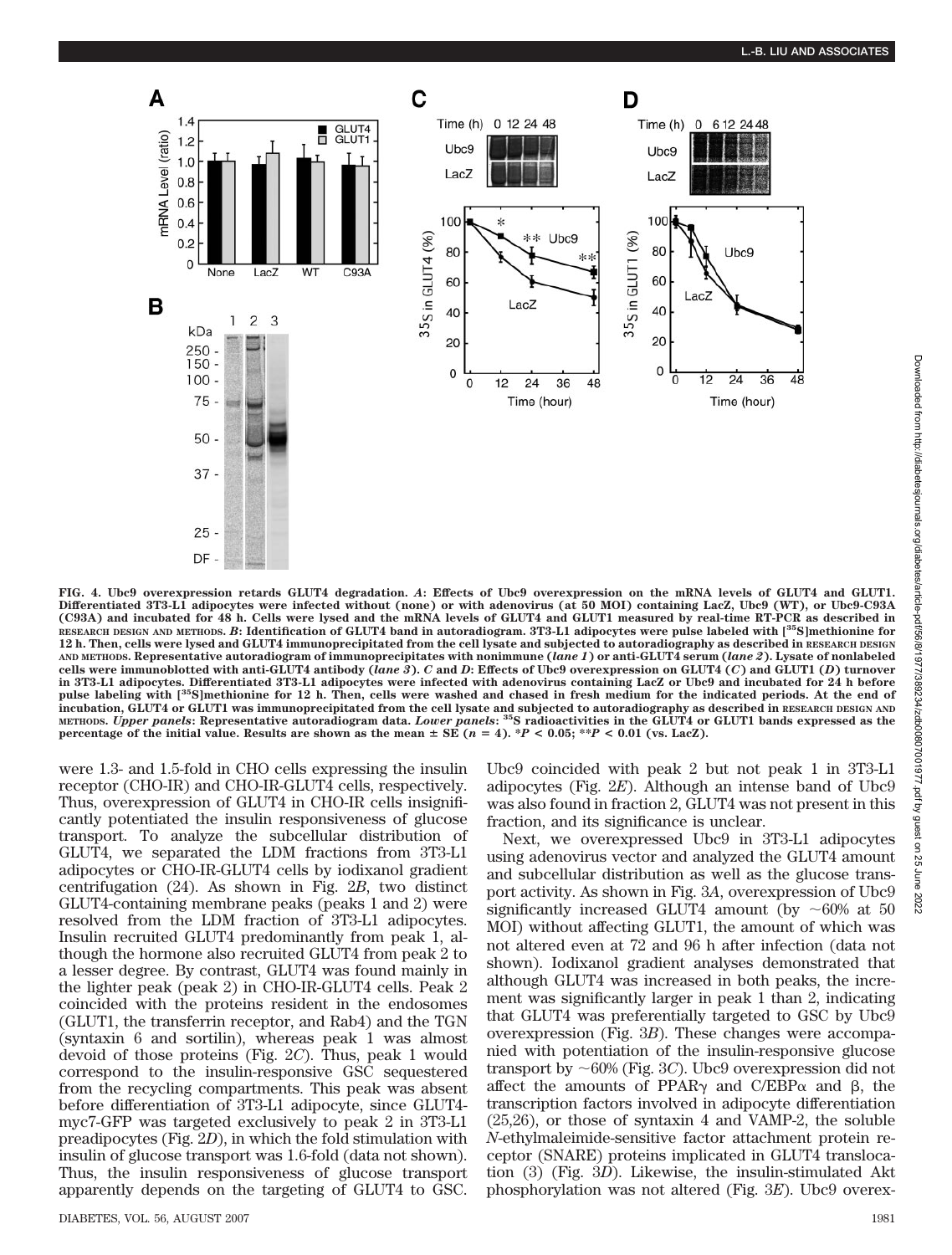FIG. 4. **Ubc9 overexpression retards GLUT4 degradation.** *A*: **Effects of Ubc9 overexpression on the mRNA levels of GLUT4 and GLUT1. Differentiated 3T3-L1 adipocytes were infected without (none) or with adenovirus (at 50 MOI) containing LacZ, Ubc9 (WT), or Ubc9-C93A (C93A) and incubated for 48 h. Cells were lysed and the mRNA levels of GLUT4 and GLUT1 measured by real-time RT-PCR as described in RESEARCH DESIGN AND METHODS.** *B*: **Identification of GLUT4 band in autoradiogram. 3T3-L1 adipocytes were pulse labeled with [$^{35}$S]methionine for 12 h. Then, cells were lysed and GLUT4 immunoprecipitated from the cell lysate and subjected to autoradiography as described in RESEARCH DESIGN AND METHODS. Representative autoradiogram of immunoprecipitates with nonimmune (*lane 1*) or anti-GLUT4 serum (*lane 2*). Lysate of nonlabeled cells were immunoblotted with anti-GLUT4 antibody (*lane 3*).** *C* **and** *D*: **Effects of Ubc9 overexpression on GLUT4 (*C*) and GLUT1 (*D*) turnover in 3T3-L1 adipocytes. Differentiated 3T3-L1 adipocytes were infected with adenovirus containing LacZ or Ubc9 and incubated for 24 h before pulse labeling with [$^{35}$S]methionine for 12 h. Then, cells were washed and chased in fresh medium for the indicated periods. At the end of incubation, GLUT4 or GLUT1 was immunoprecipitated from the cell lysate and subjected to autoradiography as described in RESEARCH DESIGN AND METHODS.** *Upper panels*: **Representative autoradiogram data.** *Lower panels*: **$^{35}$S radioactivities in the GLUT4 or GLUT1 bands expressed as the percentage of the initial value. Results are shown as the mean ± SE ($n$ = 4). *$P$ < 0.05; **$P$ < 0.01 (vs. LacZ).**

were 1.3- and 1.5-fold in CHO cells expressing the insulin receptor (CHO-IR) and CHO-IR-GLUT4 cells, respectively. Thus, overexpression of GLUT4 in CHO-IR cells insignificantly potentiated the insulin responsiveness of glucose transport. To analyze the subcellular distribution of GLUT4, we separated the LDM fractions from 3T3-L1 adipocytes or CHO-IR-GLUT4 cells by iodixanol gradient centrifugation (24). As shown in Fig. 2*B*, two distinct GLUT4-containing membrane peaks (peaks 1 and 2) were resolved from the LDM fraction of 3T3-L1 adipocytes. Insulin recruited GLUT4 predominantly from peak 1, although the hormone also recruited GLUT4 from peak 2 to a lesser degree. By contrast, GLUT4 was found mainly in the lighter peak (peak 2) in CHO-IR-GLUT4 cells. Peak 2 coincided with the proteins resident in the endosomes (GLUT1, the transferrin receptor, and Rab4) and the TGN (syntaxin 6 and sortilin), whereas peak 1 was almost devoid of those proteins (Fig. 2*C*). Thus, peak 1 would correspond to the insulin-responsive GSC sequestered from the recycling compartments. This peak was absent before differentiation of 3T3-L1 adipocyte, since GLUT4-myc7-GFP was targeted exclusively to peak 2 in 3T3-L1 preadipocytes (Fig. 2*D*), in which the fold stimulation with insulin of glucose transport was 1.6-fold (data not shown). Thus, the insulin responsiveness of glucose transport apparently depends on the targeting of GLUT4 to GSC. Ubc9 coincided with peak 2 but not peak 1 in 3T3-L1 adipocytes (Fig. 2*E*). Although an intense band of Ubc9 was also found in fraction 2, GLUT4 was not present in this fraction, and its significance is unclear.

Next, we overexpressed Ubc9 in 3T3-L1 adipocytes using adenovirus vector and analyzed the GLUT4 amount and subcellular distribution as well as the glucose transport activity. As shown in Fig. 3*A*, overexpression of Ubc9 significantly increased GLUT4 amount (by ~60% at 50 MOI) without affecting GLUT1, the amount of which was not altered even at 72 and 96 h after infection (data not shown). Iodixanol gradient analyses demonstrated that although GLUT4 was increased in both peaks, the increment was significantly larger in peak 1 than 2, indicating that GLUT4 was preferentially targeted to GSC by Ubc9 overexpression (Fig. 3*B*). These changes were accompanied with potentiation of the insulin-responsive glucose transport by ~60% (Fig. 3*C*). Ubc9 overexpression did not affect the amounts of PPARγ and C/EBPα and β, the transcription factors involved in adipocyte differentiation (25,26), or those of syntaxin 4 and VAMP-2, the soluble *N*-ethylmaleimide-sensitive factor attachment protein receptor (SNARE) proteins implicated in GLUT4 translocation (3) (Fig. 3*D*). Likewise, the insulin-stimulated Akt phosphorylation was not altered (Fig. 3*E*). Ubc9 overex-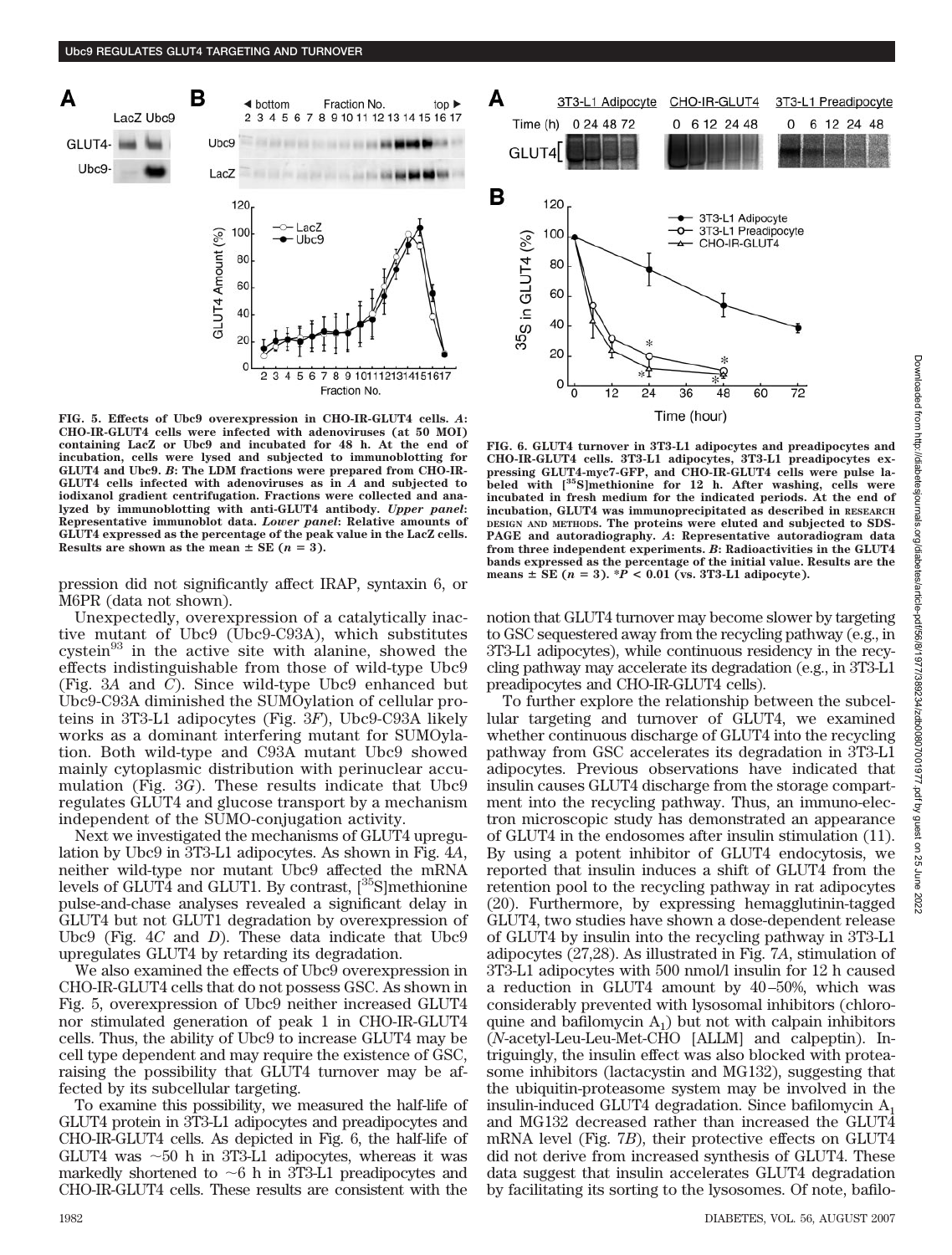FIG. 5. **Effects of Ubc9 overexpression in CHO-IR-GLUT4 cells.** ***A*****: CHO-IR-GLUT4 cells were infected with adenoviruses (at 50 MOI) containing LacZ or Ubc9 and incubated for 48 h. At the end of incubation, cells were lysed and subjected to immunoblotting for GLUT4 and Ubc9.** ***B*****: The LDM fractions were prepared from CHO-IR-GLUT4 cells infected with adenoviruses as in** ***A*** **and subjected to iodixanol gradient centrifugation. Fractions were collected and analyzed by immunoblotting with anti-GLUT4 antibody.** ***Upper panel*****: Representative immunoblot data.** ***Lower panel*****: Relative amounts of GLUT4 expressed as the percentage of the peak value in the LacZ cells. Results are shown as the mean ± SE (*n* = 3).**

FIG. 6. **GLUT4 turnover in 3T3-L1 adipocytes and preadipocytes and CHO-IR-GLUT4 cells. 3T3-L1 adipocytes, 3T3-L1 preadipocytes expressing GLUT4-myc7-GFP, and CHO-IR-GLUT4 cells were pulse labeled with [$^{35}$S]methionine for 12 h. After washing, cells were incubated in fresh medium for the indicated periods. At the end of incubation, GLUT4 was immunoprecipitated as described in RESEARCH DESIGN AND METHODS. The proteins were eluted and subjected to SDS-PAGE and autoradiography.** ***A*****: Representative autoradiogram data from three independent experiments.** ***B*****: Radioactivities in the GLUT4 bands expressed as the percentage of the initial value. Results are the means ± SE (*n* = 3). \****P* **< 0.01 (vs. 3T3-L1 adipocyte).**

pression did not significantly affect IRAP, syntaxin 6, or M6PR (data not shown).

Unexpectedly, overexpression of a catalytically inactive mutant of Ubc9 (Ubc9-C93A), which substitutes cystein[93] in the active site with alanine, showed the effects indistinguishable from those of wild-type Ubc9 (Fig. 3*A* and *C*). Since wild-type Ubc9 enhanced but Ubc9-C93A diminished the SUMOylation of cellular proteins in 3T3-L1 adipocytes (Fig. 3*F*), Ubc9-C93A likely works as a dominant interfering mutant for SUMOylation. Both wild-type and C93A mutant Ubc9 showed mainly cytoplasmic distribution with perinuclear accumulation (Fig. 3*G*). These results indicate that Ubc9 regulates GLUT4 and glucose transport by a mechanism independent of the SUMO-conjugation activity.

Next we investigated the mechanisms of GLUT4 upregulation by Ubc9 in 3T3-L1 adipocytes. As shown in Fig. 4*A*, neither wild-type nor mutant Ubc9 affected the mRNA levels of GLUT4 and GLUT1. By contrast, [$^{35}$S]methionine pulse-and-chase analyses revealed a significant delay in GLUT4 but not GLUT1 degradation by overexpression of Ubc9 (Fig. 4*C* and *D*). These data indicate that Ubc9 upregulates GLUT4 by retarding its degradation.

We also examined the effects of Ubc9 overexpression in CHO-IR-GLUT4 cells that do not possess GSC. As shown in Fig. 5, overexpression of Ubc9 neither increased GLUT4 nor stimulated generation of peak 1 in CHO-IR-GLUT4 cells. Thus, the ability of Ubc9 to increase GLUT4 may be cell type dependent and may require the existence of GSC, raising the possibility that GLUT4 turnover may be affected by its subcellular targeting.

To examine this possibility, we measured the half-life of GLUT4 protein in 3T3-L1 adipocytes and preadipocytes and CHO-IR-GLUT4 cells. As depicted in Fig. 6, the half-life of GLUT4 was ~50 h in 3T3-L1 adipocytes, whereas it was markedly shortened to ~6 h in 3T3-L1 preadipocytes and CHO-IR-GLUT4 cells. These results are consistent with the notion that GLUT4 turnover may become slower by targeting to GSC sequestered away from the recycling pathway (e.g., in 3T3-L1 adipocytes), while continuous residency in the recycling pathway may accelerate its degradation (e.g., in 3T3-L1 preadipocytes and CHO-IR-GLUT4 cells).

To further explore the relationship between the subcellular targeting and turnover of GLUT4, we examined whether continuous discharge of GLUT4 into the recycling pathway from GSC accelerates its degradation in 3T3-L1 adipocytes. Previous observations have indicated that insulin causes GLUT4 discharge from the storage compartment into the recycling pathway. Thus, an immuno-electron microscopic study has demonstrated an appearance of GLUT4 in the endosomes after insulin stimulation (11). By using a potent inhibitor of GLUT4 endocytosis, we reported that insulin induces a shift of GLUT4 from the retention pool to the recycling pathway in rat adipocytes (20). Furthermore, by expressing hemagglutinin-tagged GLUT4, two studies have shown a dose-dependent release of GLUT4 by insulin into the recycling pathway in 3T3-L1 adipocytes (27,28). As illustrated in Fig. 7*A*, stimulation of 3T3-L1 adipocytes with 500 nmol/l insulin for 12 h caused a reduction in GLUT4 amount by 40–50%, which was considerably prevented with lysosomal inhibitors (chloroquine and bafilomycin $A_1$) but not with calpain inhibitors (*N*-acetyl-Leu-Leu-Met-CHO [ALLM] and calpeptin). Intriguingly, the insulin effect was also blocked with proteasome inhibitors (lactacystin and MG132), suggesting that the ubiquitin-proteasome system may be involved in the insulin-induced GLUT4 degradation. Since bafilomycin $A_1$ and MG132 decreased rather than increased the GLUT4 mRNA level (Fig. 7*B*), their protective effects on GLUT4 did not derive from increased synthesis of GLUT4. These data suggest that insulin accelerates GLUT4 degradation by facilitating its sorting to the lysosomes. Of note, bafilo-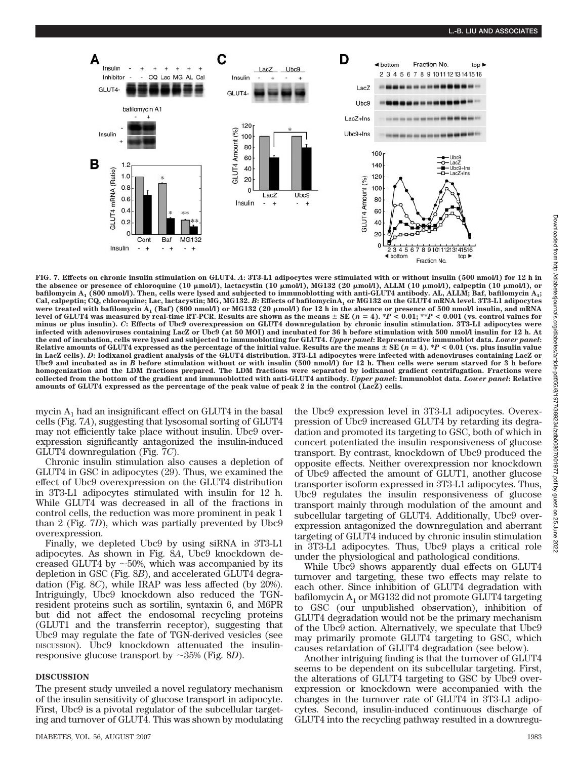**FIG. 7. Effects on chronic insulin stimulation on GLUT4.** ***A*: 3T3-L1 adipocytes were stimulated with or without insulin (500 nmol/l) for 12 h in the absence or presence of chloroquine (10 μmol/l), lactacystin (10 μmol/l), MG132 (20 μmol/l), ALLM (10 μmol/l), calpeptin (10 μmol/l), or bafilomycin $A_1$ (800 nmol/l). Then, cells were lysed and subjected to immunoblotting with anti-GLUT4 antibody. AL, ALLM; Baf, bafilomycin $A_1$; Cal, calpeptin; CQ, chloroquine; Lac, lactacystin; MG, MG132. *B*: Effects of bafilomycin$A_1$ or MG132 on the GLUT4 mRNA level. 3T3-L1 adipocytes were treated with bafilomycin $A_1$ (Baf) (800 nmol/l) or MG132 (20 μmol/l) for 12 h in the absence or presence of 500 nmol/l insulin, and mRNA level of GLUT4 was measured by real-time RT-PCR. Results are shown as the means ± SE ($n = 4$). *$P < 0.01$; **$P < 0.001$ (vs. control values for minus or plus insulin). *C*: Effects of Ubc9 overexpression on GLUT4 downregulation by chronic insulin stimulation. 3T3-L1 adipocytes were infected with adenoviruses containing LacZ or Ubc9 (at 50 MOI) and incubated for 36 h before stimulation with 500 nmol/l insulin for 12 h. At the end of incubation, cells were lysed and subjected to immunoblotting for GLUT4. *Upper panel*: Representative immunoblot data. *Lower panel*: Relative amounts of GLUT4 expressed as the percentage of the initial value. Results are the means ± SE ($n = 4$). *$P < 0.01$ (vs. plus insulin value in LacZ cells). *D*: Iodixanol gradient analysis of the GLUT4 distribution. 3T3-L1 adipocytes were infected with adenoviruses containing LacZ or Ubc9 and incubated as in *B* before stimulation without or with insulin (500 nmol/l) for 12 h. Then cells were serum starved for 3 h before homogenization and the LDM fractions prepared. The LDM fractions were separated by iodixanol gradient centrifugation. Fractions were collected from the bottom of the gradient and immunoblotted with anti-GLUT4 antibody. *Upper panel*: Immunoblot data. *Lower panel*: Relative amounts of GLUT4 expressed as the percentage of the peak value of peak 2 in the control (LacZ) cells.***

mycin $A_1$ had an insignificant effect on GLUT4 in the basal cells (Fig. 7*A*), suggesting that lysosomal sorting of GLUT4 may not efficiently take place without insulin. Ubc9 overexpression significantly antagonized the insulin-induced GLUT4 downregulation (Fig. 7*C*).

Chronic insulin stimulation also causes a depletion of GLUT4 in GSC in adipocytes (29). Thus, we examined the effect of Ubc9 overexpression on the GLUT4 distribution in 3T3-L1 adipocytes stimulated with insulin for 12 h. While GLUT4 was decreased in all of the fractions in control cells, the reduction was more prominent in peak 1 than 2 (Fig. 7*D*), which was partially prevented by Ubc9 overexpression.

Finally, we depleted Ubc9 by using siRNA in 3T3-L1 adipocytes. As shown in Fig. 8*A*, Ubc9 knockdown decreased GLUT4 by ~50%, which was accompanied by its depletion in GSC (Fig. 8*B*), and accelerated GLUT4 degradation (Fig. 8*C*), while IRAP was less affected (by 20%). Intriguingly, Ubc9 knockdown also reduced the TGN-resident proteins such as sortilin, syntaxin 6, and M6PR but did not affect the endosomal recycling proteins (GLUT1 and the transferrin receptor), suggesting that Ubc9 may regulate the fate of TGN-derived vesicles (see DISCUSSION). Ubc9 knockdown attenuated the insulin-responsive glucose transport by ~35% (Fig. 8*D*).

## DISCUSSION

The present study unveiled a novel regulatory mechanism of the insulin sensitivity of glucose transport in adipocyte. First, Ubc9 is a pivotal regulator of the subcellular targeting and turnover of GLUT4. This was shown by modulating the Ubc9 expression level in 3T3-L1 adipocytes. Overexpression of Ubc9 increased GLUT4 by retarding its degradation and promoted its targeting to GSC, both of which in concert potentiated the insulin responsiveness of glucose transport. By contrast, knockdown of Ubc9 produced the opposite effects. Neither overexpression nor knockdown of Ubc9 affected the amount of GLUT1, another glucose transporter isoform expressed in 3T3-L1 adipocytes. Thus, Ubc9 regulates the insulin responsiveness of glucose transport mainly through modulation of the amount and subcellular targeting of GLUT4. Additionally, Ubc9 overexpression antagonized the downregulation and aberrant targeting of GLUT4 induced by chronic insulin stimulation in 3T3-L1 adipocytes. Thus, Ubc9 plays a critical role under the physiological and pathological conditions.

While Ubc9 shows apparently dual effects on GLUT4 turnover and targeting, these two effects may relate to each other. Since inhibition of GLUT4 degradation with bafilomycin $A_1$ or MG132 did not promote GLUT4 targeting to GSC (our unpublished observation), inhibition of GLUT4 degradation would not be the primary mechanism of the Ubc9 action. Alternatively, we speculate that Ubc9 may primarily promote GLUT4 targeting to GSC, which causes retardation of GLUT4 degradation (see below).

Another intriguing finding is that the turnover of GLUT4 seems to be dependent on its subcellular targeting. First, the alterations of GLUT4 targeting to GSC by Ubc9 overexpression or knockdown were accompanied with the changes in the turnover rate of GLUT4 in 3T3-L1 adipocytes. Second, insulin-induced continuous discharge of GLUT4 into the recycling pathway resulted in a downregu-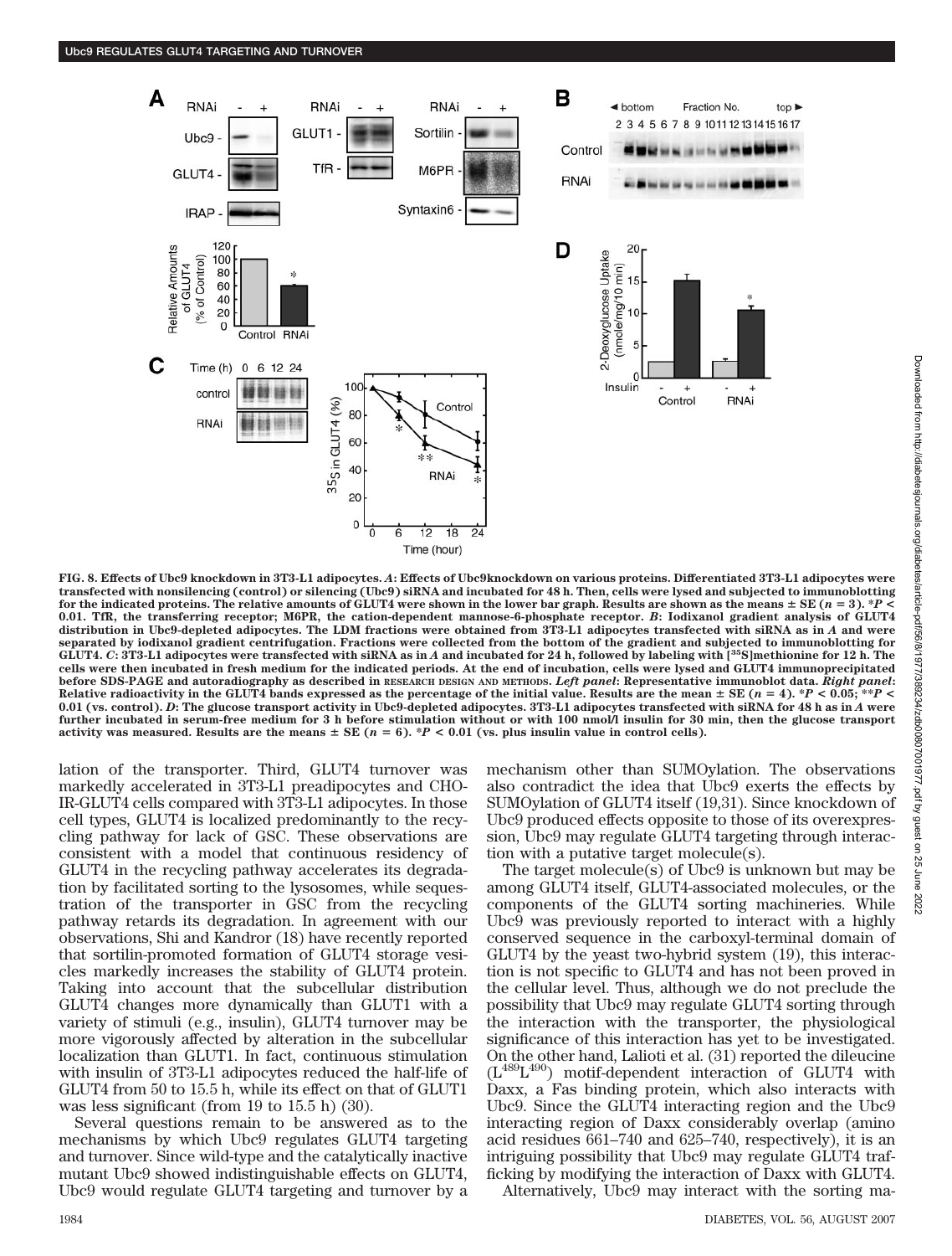FIG. 8. **Effects of Ubc9 knockdown in 3T3-L1 adipocytes.** ***A*****: Effects of Ubc9knockdown on various proteins. Differentiated 3T3-L1 adipocytes were transfected with nonsilencing (control) or silencing (Ubc9) siRNA and incubated for 48 h. Then, cells were lysed and subjected to immunoblotting for the indicated proteins. The relative amounts of GLUT4 were shown in the lower bar graph. Results are shown as the means ± SE (*n* = 3). \**P* < 0.01. TfR, the transferring receptor; M6PR, the cation-dependent mannose-6-phosphate receptor.** ***B*****: Iodixanol gradient analysis of GLUT4 distribution in Ubc9-depleted adipocytes. The LDM fractions were obtained from 3T3-L1 adipocytes transfected with siRNA as in *A* and were separated by iodixanol gradient centrifugation. Fractions were collected from the bottom of the gradient and subjected to immunoblotting for GLUT4.** ***C*****: 3T3-L1 adipocytes were transfected with siRNA as in *A* and incubated for 24 h, followed by labeling with [$^{35}$S]methionine for 12 h. The cells were then incubated in fresh medium for the indicated periods. At the end of incubation, cells were lysed and GLUT4 immunoprecipitated before SDS-PAGE and autoradiography as described in RESEARCH DESIGN AND METHODS.** ***Left panel*****: Representative immunoblot data.** ***Right panel*****: Relative radioactivity in the GLUT4 bands expressed as the percentage of the initial value. Results are the mean ± SE (*n* = 4). \**P* < 0.05; \*\**P* < 0.01 (vs. control).** ***D*****: The glucose transport activity in Ubc9-depleted adipocytes. 3T3-L1 adipocytes transfected with siRNA for 48 h as in *A* were further incubated in serum-free medium for 3 h before stimulation without or with 100 nmol/l insulin for 30 min, then the glucose transport activity was measured. Results are the means ± SE (*n* = 6). \**P* < 0.01 (vs. plus insulin value in control cells).**

lation of the transporter. Third, GLUT4 turnover was markedly accelerated in 3T3-L1 preadipocytes and CHO-IR-GLUT4 cells compared with 3T3-L1 adipocytes. In those cell types, GLUT4 is localized predominantly to the recycling pathway for lack of GSC. These observations are consistent with a model that continuous residency of GLUT4 in the recycling pathway accelerates its degradation by facilitated sorting to the lysosomes, while sequestration of the transporter in GSC from the recycling pathway retards its degradation. In agreement with our observations, Shi and Kandror (18) have recently reported that sortilin-promoted formation of GLUT4 storage vesicles markedly increases the stability of GLUT4 protein. Taking into account that the subcellular distribution GLUT4 changes more dynamically than GLUT1 with a variety of stimuli (e.g., insulin), GLUT4 turnover may be more vigorously affected by alteration in the subcellular localization than GLUT1. In fact, continuous stimulation with insulin of 3T3-L1 adipocytes reduced the half-life of GLUT4 from 50 to 15.5 h, while its effect on that of GLUT1 was less significant (from 19 to 15.5 h) (30).

Several questions remain to be answered as to the mechanisms by which Ubc9 regulates GLUT4 targeting and turnover. Since wild-type and the catalytically inactive mutant Ubc9 showed indistinguishable effects on GLUT4, Ubc9 would regulate GLUT4 targeting and turnover by a mechanism other than SUMOylation. The observations also contradict the idea that Ubc9 exerts the effects by SUMOylation of GLUT4 itself (19,31). Since knockdown of Ubc9 produced effects opposite to those of its overexpression, Ubc9 may regulate GLUT4 targeting through interaction with a putative target molecule(s).

The target molecule(s) of Ubc9 is unknown but may be among GLUT4 itself, GLUT4-associated molecules, or the components of the GLUT4 sorting machineries. While Ubc9 was previously reported to interact with a highly conserved sequence in the carboxyl-terminal domain of GLUT4 by the yeast two-hybrid system (19), this interaction is not specific to GLUT4 and has not been proved in the cellular level. Thus, although we do not preclude the possibility that Ubc9 may regulate GLUT4 sorting through the interaction with the transporter, the physiological significance of this interaction has yet to be investigated. On the other hand, Lalioti et al. (31) reported the dileucine ($L^{489}L^{490}$) motif-dependent interaction of GLUT4 with Daxx, a Fas binding protein, which also interacts with Ubc9. Since the GLUT4 interacting region and the Ubc9 interacting region of Daxx considerably overlap (amino acid residues 661–740 and 625–740, respectively), it is an intriguing possibility that Ubc9 may regulate GLUT4 trafficking by modifying the interaction of Daxx with GLUT4.

Alternatively, Ubc9 may interact with the sorting ma-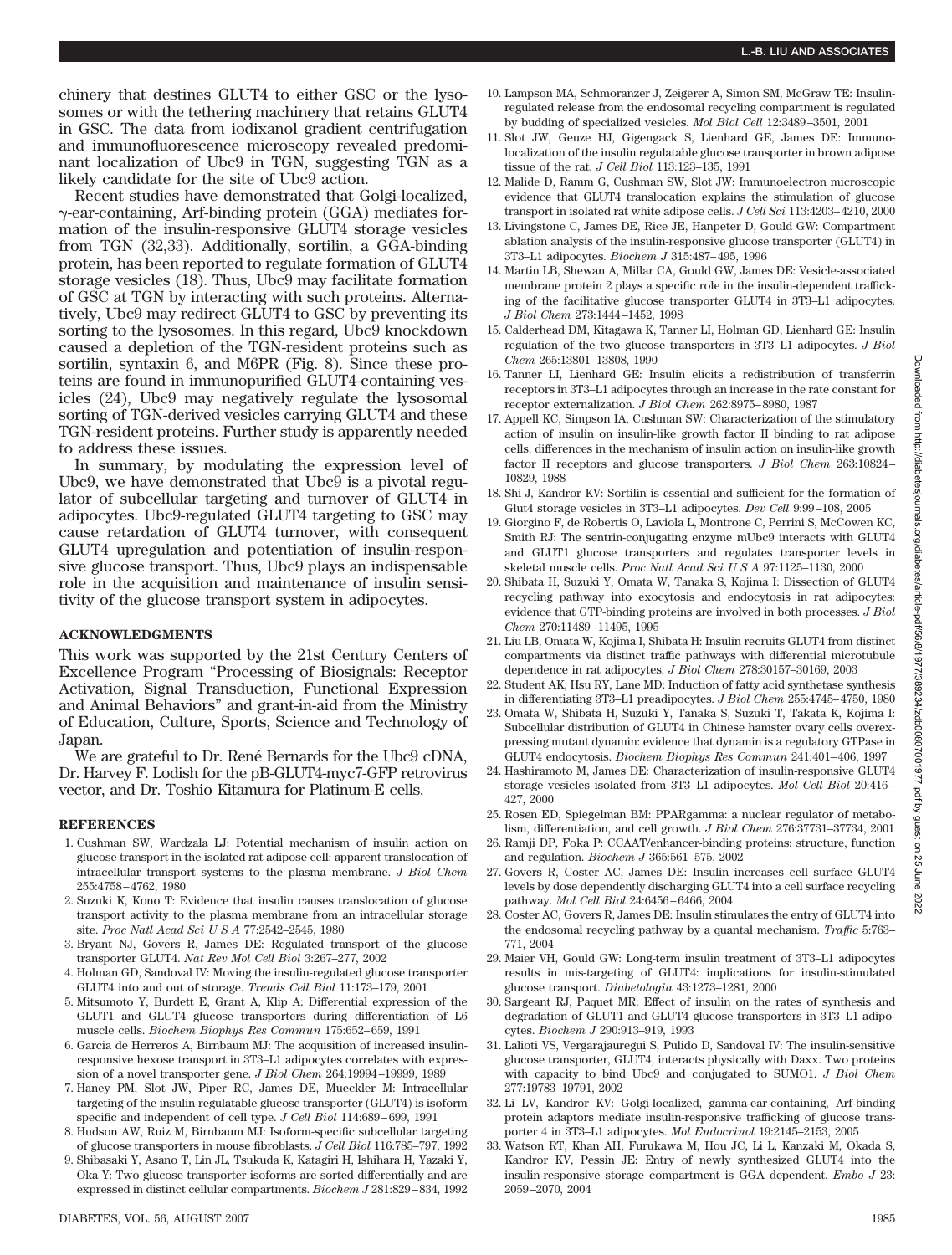chinery that destines GLUT4 to either GSC or the lysosomes or with the tethering machinery that retains GLUT4 in GSC. The data from iodixanol gradient centrifugation and immunofluorescence microscopy revealed predominant localization of Ubc9 in TGN, suggesting TGN as a likely candidate for the site of Ubc9 action.

Recent studies have demonstrated that Golgi-localized, γ-ear-containing, Arf-binding protein (GGA) mediates formation of the insulin-responsive GLUT4 storage vesicles from TGN (32,33). Additionally, sortilin, a GGA-binding protein, has been reported to regulate formation of GLUT4 storage vesicles (18). Thus, Ubc9 may facilitate formation of GSC at TGN by interacting with such proteins. Alternatively, Ubc9 may redirect GLUT4 to GSC by preventing its sorting to the lysosomes. In this regard, Ubc9 knockdown caused a depletion of the TGN-resident proteins such as sortilin, syntaxin 6, and M6PR (Fig. 8). Since these proteins are found in immunopurified GLUT4-containing vesicles (24), Ubc9 may negatively regulate the lysosomal sorting of TGN-derived vesicles carrying GLUT4 and these TGN-resident proteins. Further study is apparently needed to address these issues.

In summary, by modulating the expression level of Ubc9, we have demonstrated that Ubc9 is a pivotal regulator of subcellular targeting and turnover of GLUT4 in adipocytes. Ubc9-regulated GLUT4 targeting to GSC may cause retardation of GLUT4 turnover, with consequent GLUT4 upregulation and potentiation of insulin-responsive glucose transport. Thus, Ubc9 plays an indispensable role in the acquisition and maintenance of insulin sensitivity of the glucose transport system in adipocytes.

## ACKNOWLEDGMENTS

This work was supported by the 21st Century Centers of Excellence Program "Processing of Biosignals: Receptor Activation, Signal Transduction, Functional Expression and Animal Behaviors" and grant-in-aid from the Ministry of Education, Culture, Sports, Science and Technology of Japan.

We are grateful to Dr. René Bernards for the Ubc9 cDNA, Dr. Harvey F. Lodish for the pB-GLUT4-myc7-GFP retrovirus vector, and Dr. Toshio Kitamura for Platinum-E cells.

## REFERENCES

1. Cushman SW, Wardzala LJ: Potential mechanism of insulin action on glucose transport in the isolated rat adipose cell: apparent translocation of intracellular transport systems to the plasma membrane. *J Biol Chem* 255:4758–4762, 1980
2. Suzuki K, Kono T: Evidence that insulin causes translocation of glucose transport activity to the plasma membrane from an intracellular storage site. *Proc Natl Acad Sci U S A* 77:2542–2545, 1980
3. Bryant NJ, Govers R, James DE: Regulated transport of the glucose transporter GLUT4. *Nat Rev Mol Cell Biol* 3:267–277, 2002
4. Holman GD, Sandoval IV: Moving the insulin-regulated glucose transporter GLUT4 into and out of storage. *Trends Cell Biol* 11:173–179, 2001
5. Mitsumoto Y, Burdett E, Grant A, Klip A: Differential expression of the GLUT1 and GLUT4 glucose transporters during differentiation of L6 muscle cells. *Biochem Biophys Res Commun* 175:652–659, 1991
6. Garcia de Herreros A, Birnbaum MJ: The acquisition of increased insulin-responsive hexose transport in 3T3–L1 adipocytes correlates with expression of a novel transporter gene. *J Biol Chem* 264:19994–19999, 1989
7. Haney PM, Slot JW, Piper RC, James DE, Mueckler M: Intracellular targeting of the insulin-regulatable glucose transporter (GLUT4) is isoform specific and independent of cell type. *J Cell Biol* 114:689–699, 1991
8. Hudson AW, Ruiz M, Birnbaum MJ: Isoform-specific subcellular targeting of glucose transporters in mouse fibroblasts. *J Cell Biol* 116:785–797, 1992
9. Shibasaki Y, Asano T, Lin JL, Tsukuda K, Katagiri H, Ishihara H, Yazaki Y, Oka Y: Two glucose transporter isoforms are sorted differentially and are expressed in distinct cellular compartments. *Biochem J* 281:829–834, 1992
10. Lampson MA, Schmoranzer J, Zeigerer A, Simon SM, McGraw TE: Insulin-regulated release from the endosomal recycling compartment is regulated by budding of specialized vesicles. *Mol Biol Cell* 12:3489–3501, 2001
11. Slot JW, Geuze HJ, Gigengack S, Lienhard GE, James DE: Immuno-localization of the insulin regulatable glucose transporter in brown adipose tissue of the rat. *J Cell Biol* 113:123–135, 1991
12. Malide D, Ramm G, Cushman SW, Slot JW: Immunoelectron microscopic evidence that GLUT4 translocation explains the stimulation of glucose transport in isolated rat white adipose cells. *J Cell Sci* 113:4203–4210, 2000
13. Livingstone C, James DE, Rice JE, Hanpeter D, Gould GW: Compartment ablation analysis of the insulin-responsive glucose transporter (GLUT4) in 3T3–L1 adipocytes. *Biochem J* 315:487–495, 1996
14. Martin LB, Shewan A, Millar CA, Gould GW, James DE: Vesicle-associated membrane protein 2 plays a specific role in the insulin-dependent trafficking of the facilitative glucose transporter GLUT4 in 3T3–L1 adipocytes. *J Biol Chem* 273:1444–1452, 1998
15. Calderhead DM, Kitagawa K, Tanner LI, Holman GD, Lienhard GE: Insulin regulation of the two glucose transporters in 3T3–L1 adipocytes. *J Biol Chem* 265:13801–13808, 1990
16. Tanner LI, Lienhard GE: Insulin elicits a redistribution of transferrin receptors in 3T3–L1 adipocytes through an increase in the rate constant for receptor externalization. *J Biol Chem* 262:8975–8980, 1987
17. Appell KC, Simpson IA, Cushman SW: Characterization of the stimulatory action of insulin on insulin-like growth factor II binding to rat adipose cells: differences in the mechanism of insulin action on insulin-like growth factor II receptors and glucose transporters. *J Biol Chem* 263:10824–10829, 1988
18. Shi J, Kandror KV: Sortilin is essential and sufficient for the formation of Glut4 storage vesicles in 3T3–L1 adipocytes. *Dev Cell* 9:99–108, 2005
19. Giorgino F, de Robertis O, Laviola L, Montrone C, Perrini S, McCowen KC, Smith RJ: The sentrin-conjugating enzyme mUbc9 interacts with GLUT4 and GLUT1 glucose transporters and regulates transporter levels in skeletal muscle cells. *Proc Natl Acad Sci U S A* 97:1125–1130, 2000
20. Shibata H, Suzuki Y, Omata W, Tanaka S, Kojima I: Dissection of GLUT4 recycling pathway into exocytosis and endocytosis in rat adipocytes: evidence that GTP-binding proteins are involved in both processes. *J Biol Chem* 270:11489–11495, 1995
21. Liu LB, Omata W, Kojima I, Shibata H: Insulin recruits GLUT4 from distinct compartments via distinct traffic pathways with differential microtubule dependence in rat adipocytes. *J Biol Chem* 278:30157–30169, 2003
22. Student AK, Hsu RY, Lane MD: Induction of fatty acid synthetase synthesis in differentiating 3T3–L1 preadipocytes. *J Biol Chem* 255:4745–4750, 1980
23. Omata W, Shibata H, Suzuki Y, Tanaka S, Suzuki T, Takata K, Kojima I: Subcellular distribution of GLUT4 in Chinese hamster ovary cells overexpressing mutant dynamin: evidence that dynamin is a regulatory GTPase in GLUT4 endocytosis. *Biochem Biophys Res Commun* 241:401–406, 1997
24. Hashiramoto M, James DE: Characterization of insulin-responsive GLUT4 storage vesicles isolated from 3T3–L1 adipocytes. *Mol Cell Biol* 20:416–427, 2000
25. Rosen ED, Spiegelman BM: PPARgamma: a nuclear regulator of metabolism, differentiation, and cell growth. *J Biol Chem* 276:37731–37734, 2001
26. Ramji DP, Foka P: CCAAT/enhancer-binding proteins: structure, function and regulation. *Biochem J* 365:561–575, 2002
27. Govers R, Coster AC, James DE: Insulin increases cell surface GLUT4 levels by dose dependently discharging GLUT4 into a cell surface recycling pathway. *Mol Cell Biol* 24:6456–6466, 2004
28. Coster AC, Govers R, James DE: Insulin stimulates the entry of GLUT4 into the endosomal recycling pathway by a quantal mechanism. *Traffic* 5:763–771, 2004
29. Maier VH, Gould GW: Long-term insulin treatment of 3T3–L1 adipocytes results in mis-targeting of GLUT4: implications for insulin-stimulated glucose transport. *Diabetologia* 43:1273–1281, 2000
30. Sargeant RJ, Paquet MR: Effect of insulin on the rates of synthesis and degradation of GLUT1 and GLUT4 glucose transporters in 3T3–L1 adipocytes. *Biochem J* 290:913–919, 1993
31. Lalioti VS, Vergarajauregui S, Pulido D, Sandoval IV: The insulin-sensitive glucose transporter, GLUT4, interacts physically with Daxx. Two proteins with capacity to bind Ubc9 and conjugated to SUMO1. *J Biol Chem* 277:19783–19791, 2002
32. Li LV, Kandror KV: Golgi-localized, gamma-ear-containing, Arf-binding protein adaptors mediate insulin-responsive trafficking of glucose transporter 4 in 3T3–L1 adipocytes. *Mol Endocrinol* 19:2145–2153, 2005
33. Watson RT, Khan AH, Furukawa M, Hou JC, Li L, Kanzaki M, Okada S, Kandror KV, Pessin JE: Entry of newly synthesized GLUT4 into the insulin-responsive storage compartment is GGA dependent. *Embo J* 23:2059–2070, 2004